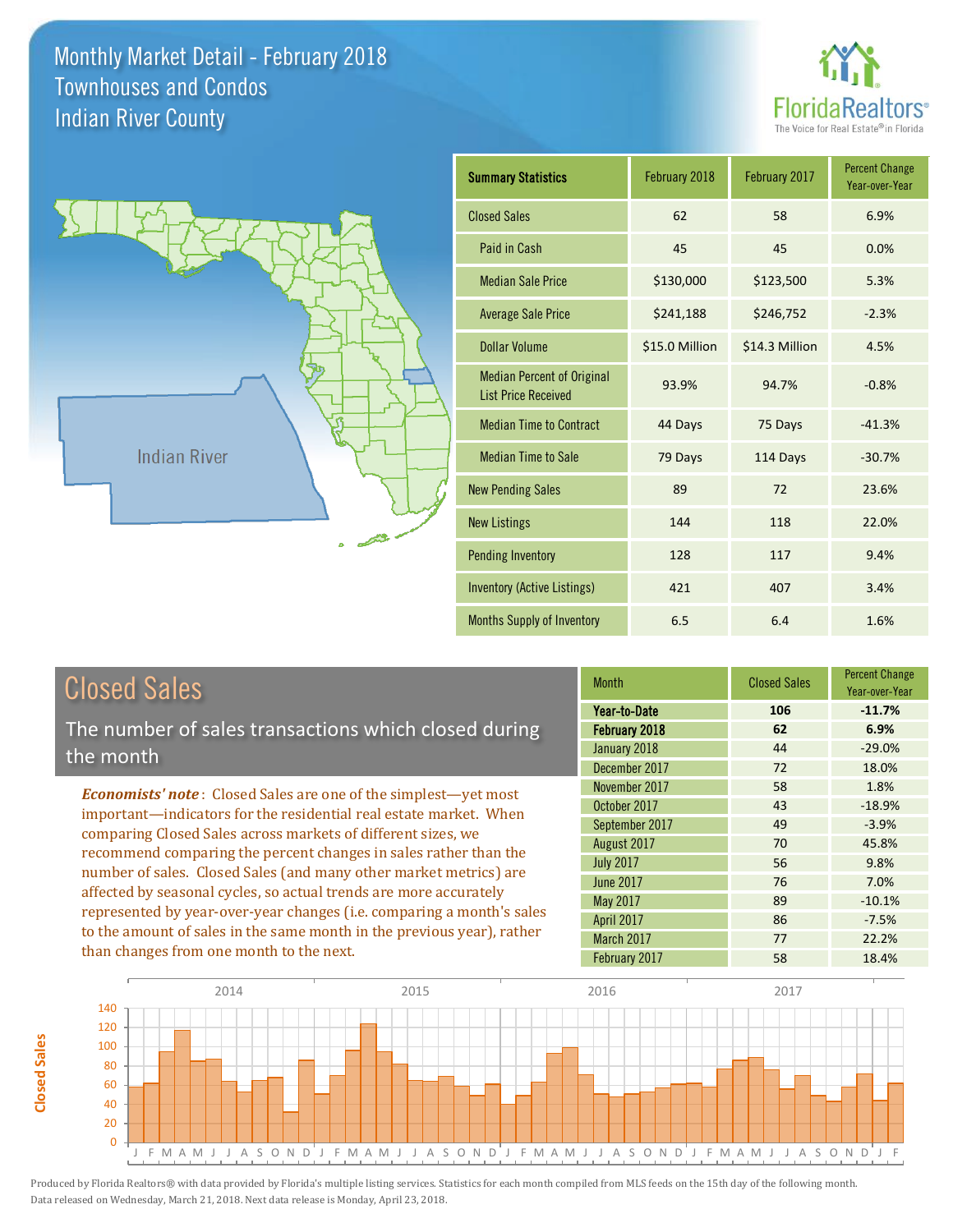# Monthly Market Detail - February 2018
## Townhouses and Condos
## Indian River County

FloridaRealtors® The Voice for Real Estate® in Florida

Indian River

| Summary Statistics | February 2018 | February 2017 | Percent Change Year-over-Year |
|---|---|---|---|
| Closed Sales | 62 | 58 | 6.9% |
| Paid in Cash | 45 | 45 | 0.0% |
| Median Sale Price | $130,000 | $123,500 | 5.3% |
| Average Sale Price | $241,188 | $246,752 | -2.3% |
| Dollar Volume | $15.0 Million | $14.3 Million | 4.5% |
| Median Percent of Original List Price Received | 93.9% | 94.7% | -0.8% |
| Median Time to Contract | 44 Days | 75 Days | -41.3% |
| Median Time to Sale | 79 Days | 114 Days | -30.7% |
| New Pending Sales | 89 | 72 | 23.6% |
| New Listings | 144 | 118 | 22.0% |
| Pending Inventory | 128 | 117 | 9.4% |
| Inventory (Active Listings) | 421 | 407 | 3.4% |
| Months Supply of Inventory | 6.5 | 6.4 | 1.6% |

## Closed Sales

The number of sales transactions which closed during the month

***Economists' note***: Closed Sales are one of the simplest—yet most important—indicators for the residential real estate market. When comparing Closed Sales across markets of different sizes, we recommend comparing the percent changes in sales rather than the number of sales. Closed Sales (and many other market metrics) are affected by seasonal cycles, so actual trends are more accurately represented by year-over-year changes (i.e. comparing a month's sales to the amount of sales in the same month in the previous year), rather than changes from one month to the next.

| Month | Closed Sales | Percent Change Year-over-Year |
|---|---|---|
| **Year-to-Date** | **106** | **-11.7%** |
| **February 2018** | **62** | **6.9%** |
| January 2018 | 44 | -29.0% |
| December 2017 | 72 | 18.0% |
| November 2017 | 58 | 1.8% |
| October 2017 | 43 | -18.9% |
| September 2017 | 49 | -3.9% |
| August 2017 | 70 | 45.8% |
| July 2017 | 56 | 9.8% |
| June 2017 | 76 | 7.0% |
| May 2017 | 89 | -10.1% |
| April 2017 | 86 | -7.5% |
| March 2017 | 77 | 22.2% |
| February 2017 | 58 | 18.4% |

Produced by Florida Realtors® with data provided by Florida's multiple listing services. Statistics for each month compiled from MLS feeds on the 15th day of the following month. Data released on Wednesday, March 21, 2018. Next data release is Monday, April 23, 2018.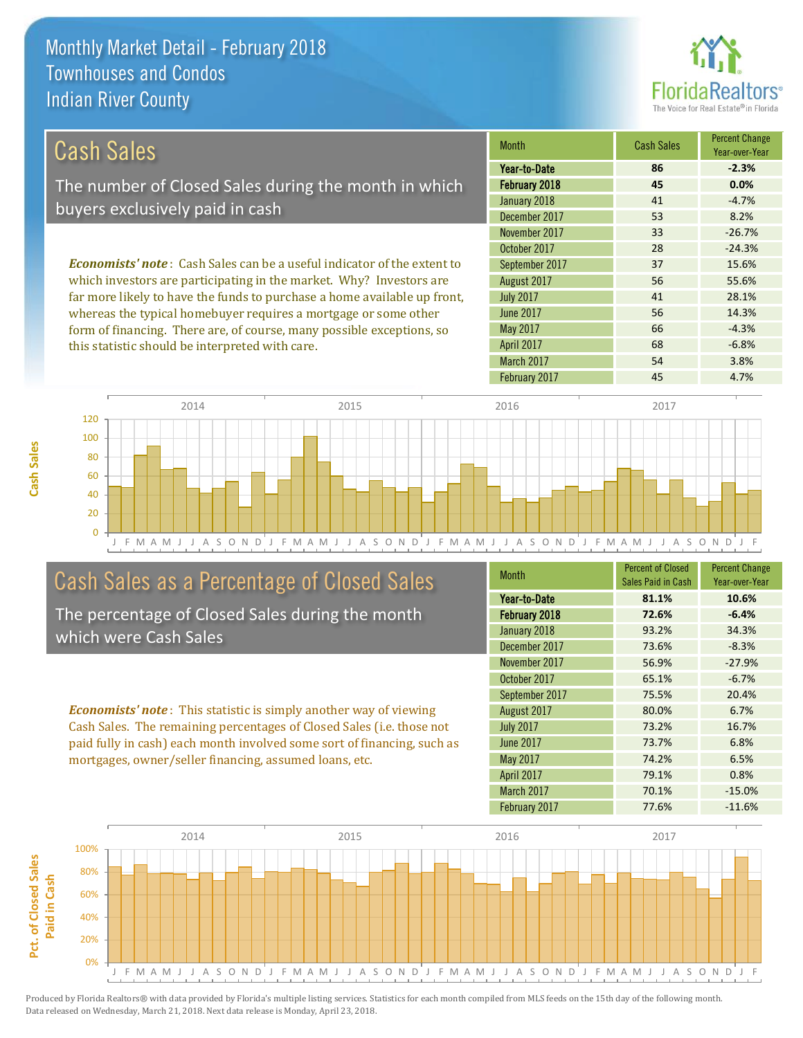# Monthly Market Detail - February 2018
## Townhouses and Condos
## Indian River County

## Cash Sales

The number of Closed Sales during the month in which buyers exclusively paid in cash

*Economists' note*: Cash Sales can be a useful indicator of the extent to which investors are participating in the market. Why? Investors are far more likely to have the funds to purchase a home available up front, whereas the typical homebuyer requires a mortgage or some other form of financing. There are, of course, many possible exceptions, so this statistic should be interpreted with care.

| Month | Cash Sales | Percent Change Year-over-Year |
|---|---|---|
| **Year-to-Date** | **86** | **-2.3%** |
| **February 2018** | **45** | **0.0%** |
| January 2018 | 41 | -4.7% |
| December 2017 | 53 | 8.2% |
| November 2017 | 33 | -26.7% |
| October 2017 | 28 | -24.3% |
| September 2017 | 37 | 15.6% |
| August 2017 | 56 | 55.6% |
| July 2017 | 41 | 28.1% |
| June 2017 | 56 | 14.3% |
| May 2017 | 66 | -4.3% |
| April 2017 | 68 | -6.8% |
| March 2017 | 54 | 3.8% |
| February 2017 | 45 | 4.7% |

## Cash Sales as a Percentage of Closed Sales

The percentage of Closed Sales during the month which were Cash Sales

*Economists' note*: This statistic is simply another way of viewing Cash Sales. The remaining percentages of Closed Sales (i.e. those not paid fully in cash) each month involved some sort of financing, such as mortgages, owner/seller financing, assumed loans, etc.

| Month | Percent of Closed Sales Paid in Cash | Percent Change Year-over-Year |
|---|---|---|
| **Year-to-Date** | **81.1%** | **10.6%** |
| **February 2018** | **72.6%** | **-6.4%** |
| January 2018 | 93.2% | 34.3% |
| December 2017 | 73.6% | -8.3% |
| November 2017 | 56.9% | -27.9% |
| October 2017 | 65.1% | -6.7% |
| September 2017 | 75.5% | 20.4% |
| August 2017 | 80.0% | 6.7% |
| July 2017 | 73.2% | 16.7% |
| June 2017 | 73.7% | 6.8% |
| May 2017 | 74.2% | 6.5% |
| April 2017 | 79.1% | 0.8% |
| March 2017 | 70.1% | -15.0% |
| February 2017 | 77.6% | -11.6% |

Produced by Florida Realtors® with data provided by Florida's multiple listing services. Statistics for each month compiled from MLS feeds on the 15th day of the following month. Data released on Wednesday, March 21, 2018. Next data release is Monday, April 23, 2018.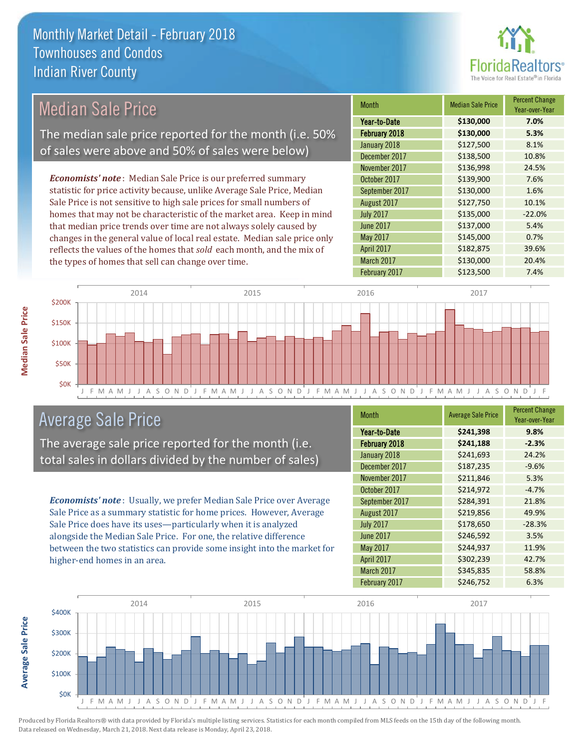# Monthly Market Detail - February 2018
## Townhouses and Condos
## Indian River County

## Median Sale Price

The median sale price reported for the month (i.e. 50% of sales were above and 50% of sales were below)

***Economists' note***: Median Sale Price is our preferred summary statistic for price activity because, unlike Average Sale Price, Median Sale Price is not sensitive to high sale prices for small numbers of homes that may not be characteristic of the market area. Keep in mind that median price trends over time are not always solely caused by changes in the general value of local real estate. Median sale price only reflects the values of the homes that *sold* each month, and the mix of the types of homes that sell can change over time.

| Month | Median Sale Price | Percent Change Year-over-Year |
|---|---|---|
| **Year-to-Date** | **$130,000** | **7.0%** |
| **February 2018** | **$130,000** | **5.3%** |
| January 2018 | $127,500 | 8.1% |
| December 2017 | $138,500 | 10.8% |
| November 2017 | $136,998 | 24.5% |
| October 2017 | $139,900 | 7.6% |
| September 2017 | $130,000 | 1.6% |
| August 2017 | $127,750 | 10.1% |
| July 2017 | $135,000 | -22.0% |
| June 2017 | $137,000 | 5.4% |
| May 2017 | $145,000 | 0.7% |
| April 2017 | $182,875 | 39.6% |
| March 2017 | $130,000 | 20.4% |
| February 2017 | $123,500 | 7.4% |

## Average Sale Price

The average sale price reported for the month (i.e. total sales in dollars divided by the number of sales)

***Economists' note***: Usually, we prefer Median Sale Price over Average Sale Price as a summary statistic for home prices. However, Average Sale Price does have its uses—particularly when it is analyzed alongside the Median Sale Price. For one, the relative difference between the two statistics can provide some insight into the market for higher-end homes in an area.

| Month | Average Sale Price | Percent Change Year-over-Year |
|---|---|---|
| **Year-to-Date** | **$241,398** | **9.8%** |
| **February 2018** | **$241,188** | **-2.3%** |
| January 2018 | $241,693 | 24.2% |
| December 2017 | $187,235 | -9.6% |
| November 2017 | $211,846 | 5.3% |
| October 2017 | $214,972 | -4.7% |
| September 2017 | $284,391 | 21.8% |
| August 2017 | $219,856 | 49.9% |
| July 2017 | $178,650 | -28.3% |
| June 2017 | $246,592 | 3.5% |
| May 2017 | $244,937 | 11.9% |
| April 2017 | $302,239 | 42.7% |
| March 2017 | $345,835 | 58.8% |
| February 2017 | $246,752 | 6.3% |

Produced by Florida Realtors® with data provided by Florida's multiple listing services. Statistics for each month compiled from MLS feeds on the 15th day of the following month. Data released on Wednesday, March 21, 2018. Next data release is Monday, April 23, 2018.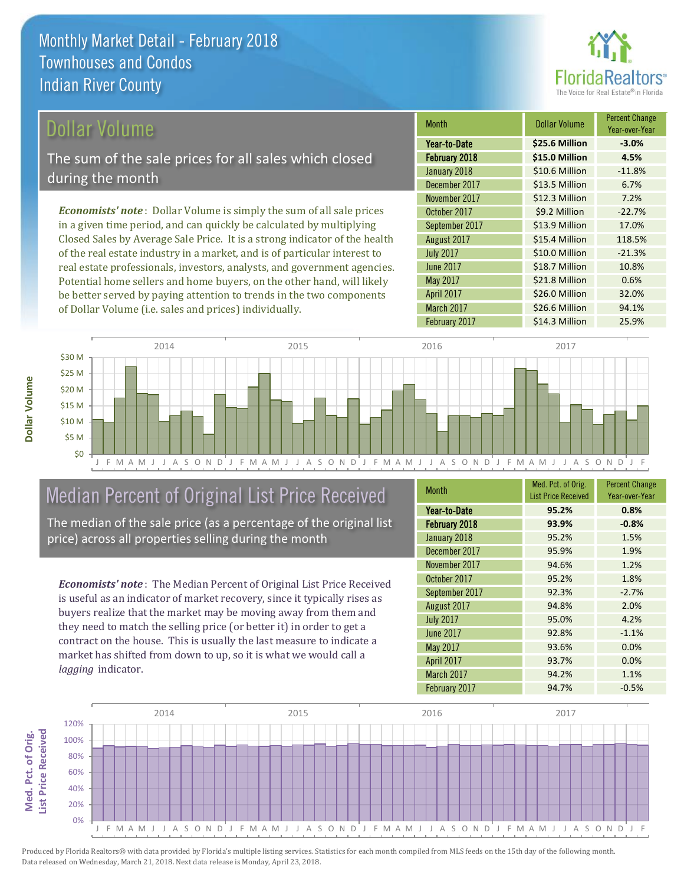# Monthly Market Detail - February 2018
## Townhouses and Condos
## Indian River County

## Dollar Volume

The sum of the sale prices for all sales which closed during the month

*Economists' note*: Dollar Volume is simply the sum of all sale prices in a given time period, and can quickly be calculated by multiplying Closed Sales by Average Sale Price. It is a strong indicator of the health of the real estate industry in a market, and is of particular interest to real estate professionals, investors, analysts, and government agencies. Potential home sellers and home buyers, on the other hand, will likely be better served by paying attention to trends in the two components of Dollar Volume (i.e. sales and prices) individually.

| Month | Dollar Volume | Percent Change Year-over-Year |
|---|---|---|
| **Year-to-Date** | **$25.6 Million** | **-3.0%** |
| **February 2018** | **$15.0 Million** | **4.5%** |
| January 2018 | $10.6 Million | -11.8% |
| December 2017 | $13.5 Million | 6.7% |
| November 2017 | $12.3 Million | 7.2% |
| October 2017 | $9.2 Million | -22.7% |
| September 2017 | $13.9 Million | 17.0% |
| August 2017 | $15.4 Million | 118.5% |
| July 2017 | $10.0 Million | -21.3% |
| June 2017 | $18.7 Million | 10.8% |
| May 2017 | $21.8 Million | 0.6% |
| April 2017 | $26.0 Million | 32.0% |
| March 2017 | $26.6 Million | 94.1% |
| February 2017 | $14.3 Million | 25.9% |

## Median Percent of Original List Price Received

The median of the sale price (as a percentage of the original list price) across all properties selling during the month

*Economists' note*: The Median Percent of Original List Price Received is useful as an indicator of market recovery, since it typically rises as buyers realize that the market may be moving away from them and they need to match the selling price (or better it) in order to get a contract on the house. This is usually the last measure to indicate a market has shifted from down to up, so it is what we would call a *lagging* indicator.

| Month | Med. Pct. of Orig. List Price Received | Percent Change Year-over-Year |
|---|---|---|
| **Year-to-Date** | **95.2%** | **0.8%** |
| **February 2018** | **93.9%** | **-0.8%** |
| January 2018 | 95.2% | 1.5% |
| December 2017 | 95.9% | 1.9% |
| November 2017 | 94.6% | 1.2% |
| October 2017 | 95.2% | 1.8% |
| September 2017 | 92.3% | -2.7% |
| August 2017 | 94.8% | 2.0% |
| July 2017 | 95.0% | 4.2% |
| June 2017 | 92.8% | -1.1% |
| May 2017 | 93.6% | 0.0% |
| April 2017 | 93.7% | 0.0% |
| March 2017 | 94.2% | 1.1% |
| February 2017 | 94.7% | -0.5% |

Produced by Florida Realtors® with data provided by Florida's multiple listing services. Statistics for each month compiled from MLS feeds on the 15th day of the following month. Data released on Wednesday, March 21, 2018. Next data release is Monday, April 23, 2018.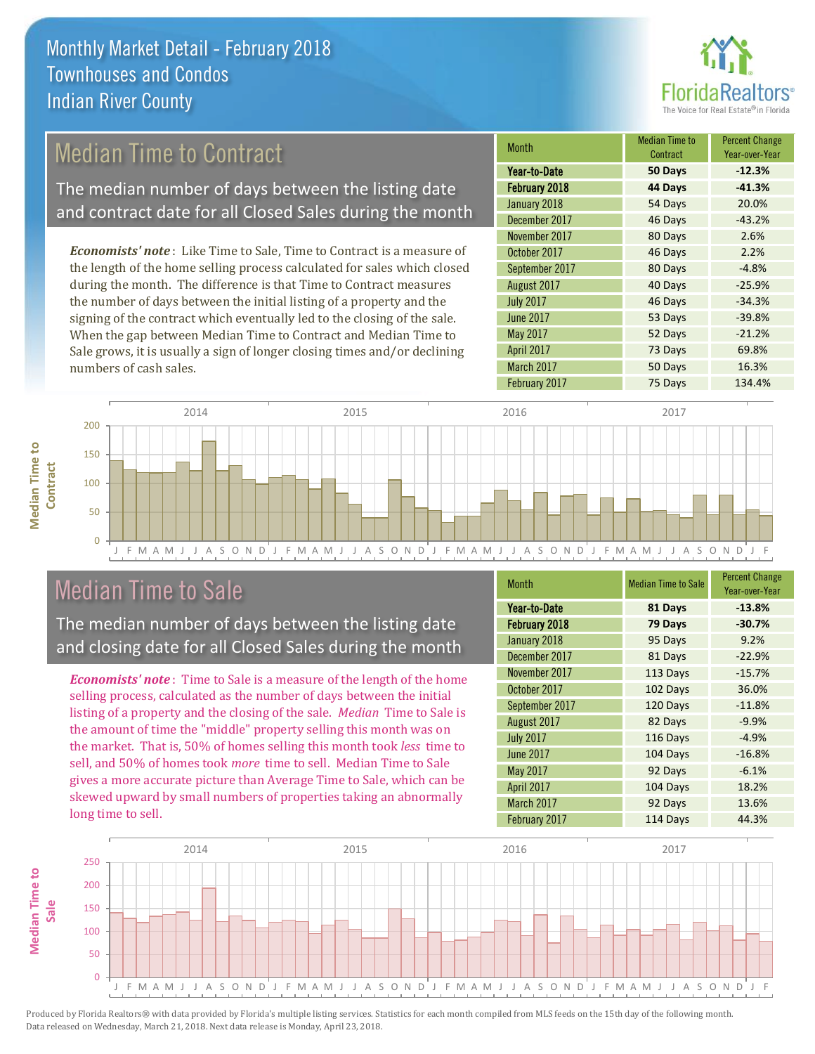# Monthly Market Detail - February 2018
## Townhouses and Condos
## Indian River County

## Median Time to Contract

The median number of days between the listing date and contract date for all Closed Sales during the month

*Economists' note*: Like Time to Sale, Time to Contract is a measure of the length of the home selling process calculated for sales which closed during the month. The difference is that Time to Contract measures the number of days between the initial listing of a property and the signing of the contract which eventually led to the closing of the sale. When the gap between Median Time to Contract and Median Time to Sale grows, it is usually a sign of longer closing times and/or declining numbers of cash sales.

| Month | Median Time to Contract | Percent Change Year-over-Year |
|---|---|---|
| **Year-to-Date** | **50 Days** | **-12.3%** |
| **February 2018** | **44 Days** | **-41.3%** |
| January 2018 | 54 Days | 20.0% |
| December 2017 | 46 Days | -43.2% |
| November 2017 | 80 Days | 2.6% |
| October 2017 | 46 Days | 2.2% |
| September 2017 | 80 Days | -4.8% |
| August 2017 | 40 Days | -25.9% |
| July 2017 | 46 Days | -34.3% |
| June 2017 | 53 Days | -39.8% |
| May 2017 | 52 Days | -21.2% |
| April 2017 | 73 Days | 69.8% |
| March 2017 | 50 Days | 16.3% |
| February 2017 | 75 Days | 134.4% |

## Median Time to Sale

The median number of days between the listing date and closing date for all Closed Sales during the month

*Economists' note*: Time to Sale is a measure of the length of the home selling process, calculated as the number of days between the initial listing of a property and the closing of the sale. *Median* Time to Sale is the amount of time the "middle" property selling this month was on the market. That is, 50% of homes selling this month took *less* time to sell, and 50% of homes took *more* time to sell. Median Time to Sale gives a more accurate picture than Average Time to Sale, which can be skewed upward by small numbers of properties taking an abnormally long time to sell.

| Month | Median Time to Sale | Percent Change Year-over-Year |
|---|---|---|
| **Year-to-Date** | **81 Days** | **-13.8%** |
| **February 2018** | **79 Days** | **-30.7%** |
| January 2018 | 95 Days | 9.2% |
| December 2017 | 81 Days | -22.9% |
| November 2017 | 113 Days | -15.7% |
| October 2017 | 102 Days | 36.0% |
| September 2017 | 120 Days | -11.8% |
| August 2017 | 82 Days | -9.9% |
| July 2017 | 116 Days | -4.9% |
| June 2017 | 104 Days | -16.8% |
| May 2017 | 92 Days | -6.1% |
| April 2017 | 104 Days | 18.2% |
| March 2017 | 92 Days | 13.6% |
| February 2017 | 114 Days | 44.3% |

Produced by Florida Realtors® with data provided by Florida's multiple listing services. Statistics for each month compiled from MLS feeds on the 15th day of the following month. Data released on Wednesday, March 21, 2018. Next data release is Monday, April 23, 2018.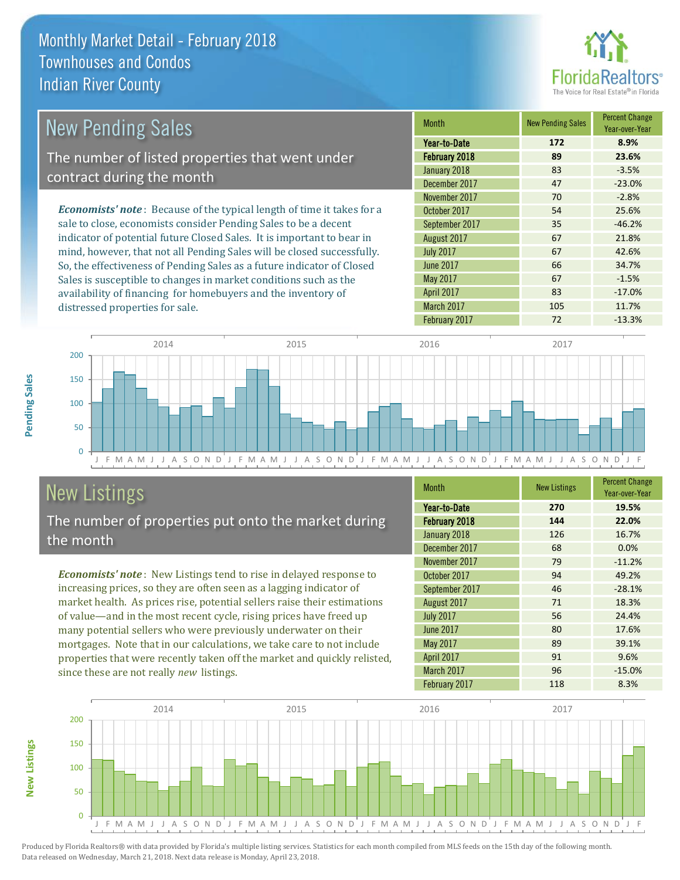# Monthly Market Detail - February 2018
## Townhouses and Condos
## Indian River County

## New Pending Sales

The number of listed properties that went under contract during the month

*Economists' note*: Because of the typical length of time it takes for a sale to close, economists consider Pending Sales to be a decent indicator of potential future Closed Sales. It is important to bear in mind, however, that not all Pending Sales will be closed successfully. So, the effectiveness of Pending Sales as a future indicator of Closed Sales is susceptible to changes in market conditions such as the availability of financing for homebuyers and the inventory of distressed properties for sale.

| Month | New Pending Sales | Percent Change Year-over-Year |
|---|---|---|
| **Year-to-Date** | **172** | **8.9%** |
| **February 2018** | **89** | **23.6%** |
| January 2018 | 83 | -3.5% |
| December 2017 | 47 | -23.0% |
| November 2017 | 70 | -2.8% |
| October 2017 | 54 | 25.6% |
| September 2017 | 35 | -46.2% |
| August 2017 | 67 | 21.8% |
| July 2017 | 67 | 42.6% |
| June 2017 | 66 | 34.7% |
| May 2017 | 67 | -1.5% |
| April 2017 | 83 | -17.0% |
| March 2017 | 105 | 11.7% |
| February 2017 | 72 | -13.3% |

## New Listings

The number of properties put onto the market during the month

*Economists' note*: New Listings tend to rise in delayed response to increasing prices, so they are often seen as a lagging indicator of market health. As prices rise, potential sellers raise their estimations of value—and in the most recent cycle, rising prices have freed up many potential sellers who were previously underwater on their mortgages. Note that in our calculations, we take care to not include properties that were recently taken off the market and quickly relisted, since these are not really *new* listings.

| Month | New Listings | Percent Change Year-over-Year |
|---|---|---|
| **Year-to-Date** | **270** | **19.5%** |
| **February 2018** | **144** | **22.0%** |
| January 2018 | 126 | 16.7% |
| December 2017 | 68 | 0.0% |
| November 2017 | 79 | -11.2% |
| October 2017 | 94 | 49.2% |
| September 2017 | 46 | -28.1% |
| August 2017 | 71 | 18.3% |
| July 2017 | 56 | 24.4% |
| June 2017 | 80 | 17.6% |
| May 2017 | 89 | 39.1% |
| April 2017 | 91 | 9.6% |
| March 2017 | 96 | -15.0% |
| February 2017 | 118 | 8.3% |

Produced by Florida Realtors® with data provided by Florida's multiple listing services. Statistics for each month compiled from MLS feeds on the 15th day of the following month. Data released on Wednesday, March 21, 2018. Next data release is Monday, April 23, 2018.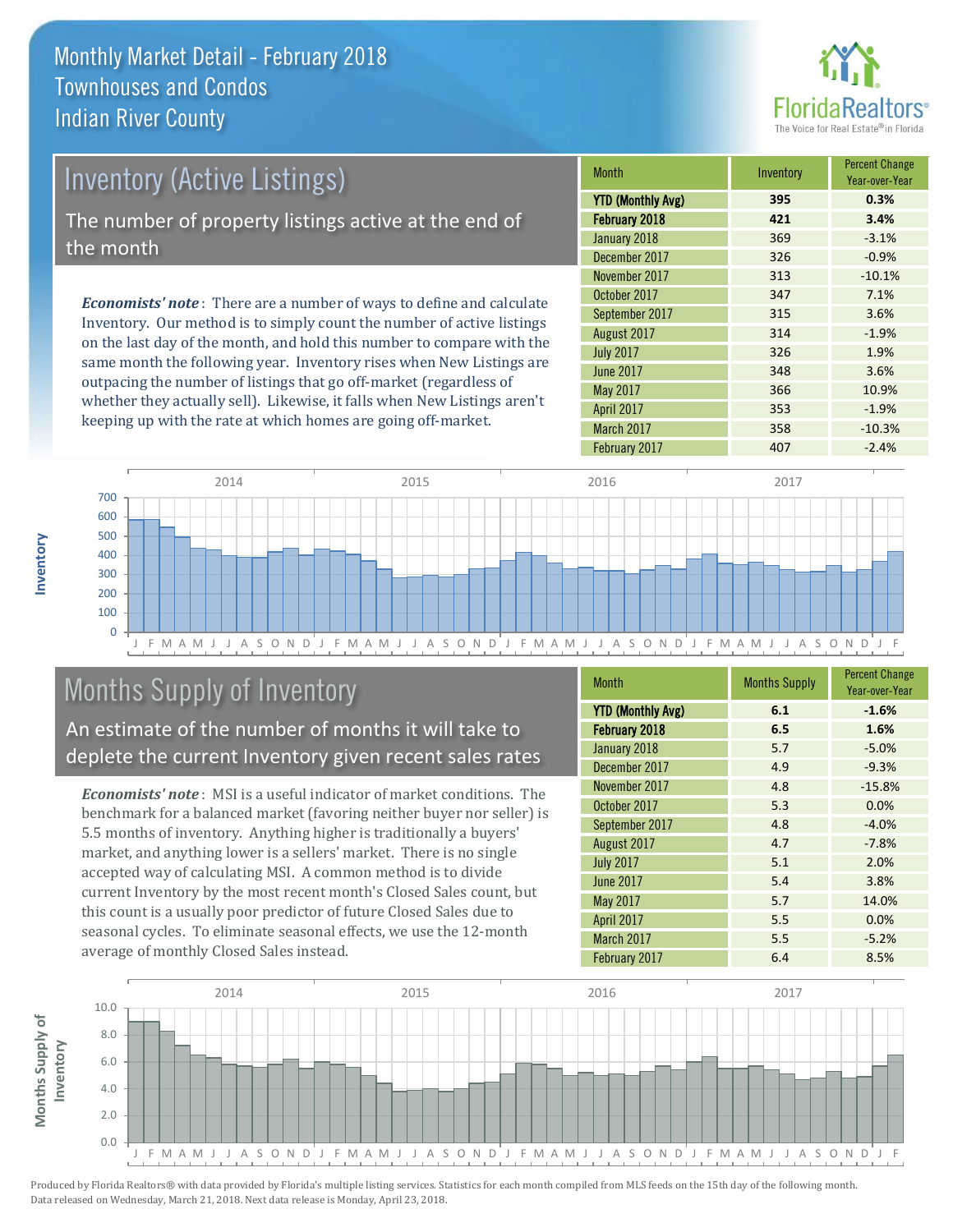# Monthly Market Detail - February 2018
## Townhouses and Condos
## Indian River County

## Inventory (Active Listings)

The number of property listings active at the end of the month

*Economists' note*: There are a number of ways to define and calculate Inventory. Our method is to simply count the number of active listings on the last day of the month, and hold this number to compare with the same month the following year. Inventory rises when New Listings are outpacing the number of listings that go off-market (regardless of whether they actually sell). Likewise, it falls when New Listings aren't keeping up with the rate at which homes are going off-market.

| Month | Inventory | Percent Change Year-over-Year |
|---|---|---|
| **YTD (Monthly Avg)** | **395** | **0.3%** |
| **February 2018** | **421** | **3.4%** |
| January 2018 | 369 | -3.1% |
| December 2017 | 326 | -0.9% |
| November 2017 | 313 | -10.1% |
| October 2017 | 347 | 7.1% |
| September 2017 | 315 | 3.6% |
| August 2017 | 314 | -1.9% |
| July 2017 | 326 | 1.9% |
| June 2017 | 348 | 3.6% |
| May 2017 | 366 | 10.9% |
| April 2017 | 353 | -1.9% |
| March 2017 | 358 | -10.3% |
| February 2017 | 407 | -2.4% |

## Months Supply of Inventory

An estimate of the number of months it will take to deplete the current Inventory given recent sales rates

*Economists' note*: MSI is a useful indicator of market conditions. The benchmark for a balanced market (favoring neither buyer nor seller) is 5.5 months of inventory. Anything higher is traditionally a buyers' market, and anything lower is a sellers' market. There is no single accepted way of calculating MSI. A common method is to divide current Inventory by the most recent month's Closed Sales count, but this count is a usually poor predictor of future Closed Sales due to seasonal cycles. To eliminate seasonal effects, we use the 12-month average of monthly Closed Sales instead.

| Month | Months Supply | Percent Change Year-over-Year |
|---|---|---|
| **YTD (Monthly Avg)** | **6.1** | **-1.6%** |
| **February 2018** | **6.5** | **1.6%** |
| January 2018 | 5.7 | -5.0% |
| December 2017 | 4.9 | -9.3% |
| November 2017 | 4.8 | -15.8% |
| October 2017 | 5.3 | 0.0% |
| September 2017 | 4.8 | -4.0% |
| August 2017 | 4.7 | -7.8% |
| July 2017 | 5.1 | 2.0% |
| June 2017 | 5.4 | 3.8% |
| May 2017 | 5.7 | 14.0% |
| April 2017 | 5.5 | 0.0% |
| March 2017 | 5.5 | -5.2% |
| February 2017 | 6.4 | 8.5% |

Produced by Florida Realtors® with data provided by Florida's multiple listing services. Statistics for each month compiled from MLS feeds on the 15th day of the following month. Data released on Wednesday, March 21, 2018. Next data release is Monday, April 23, 2018.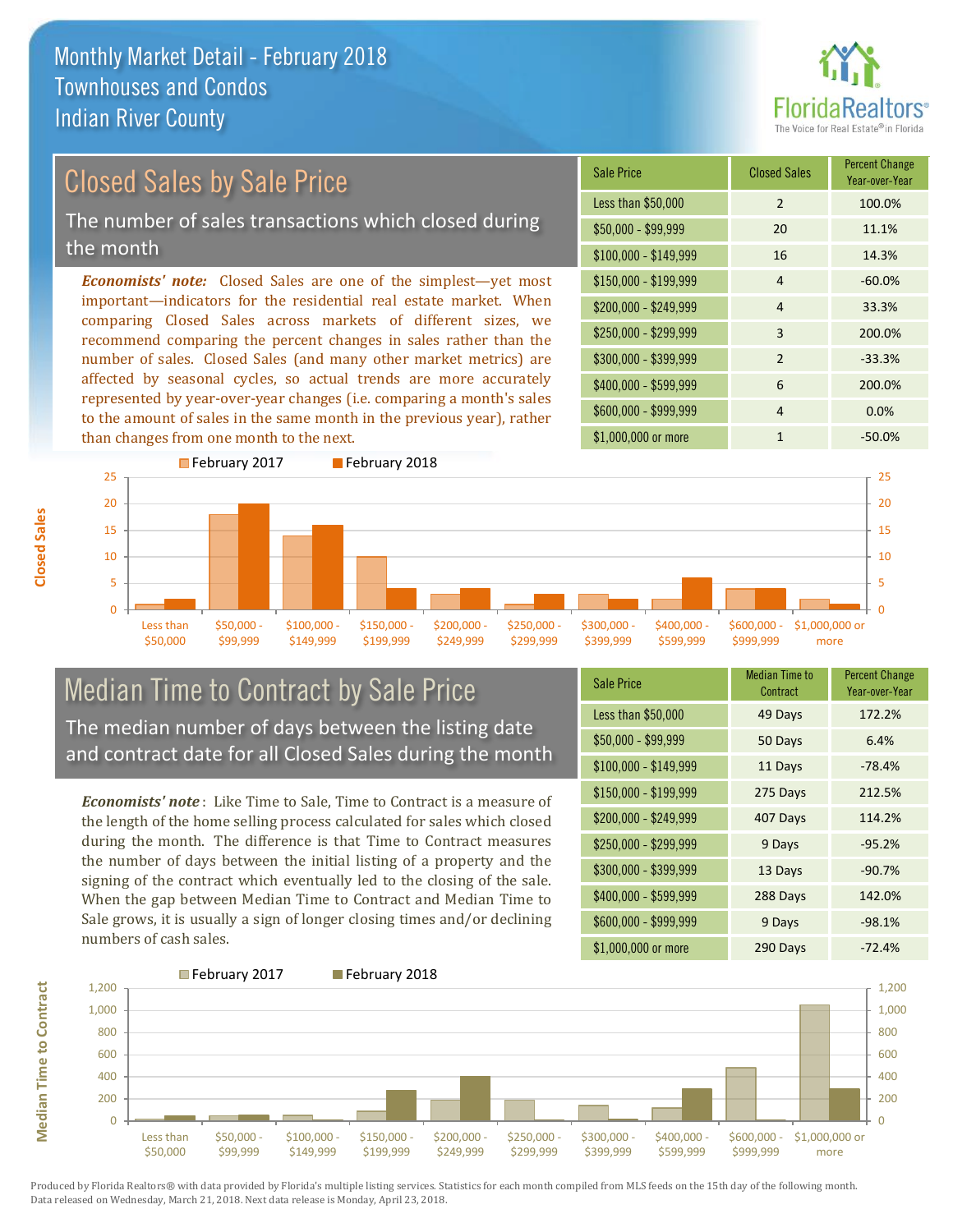# Monthly Market Detail - February 2018
## Townhouses and Condos
## Indian River County

FloridaRealtors® The Voice for Real Estate® in Florida

## Closed Sales by Sale Price

The number of sales transactions which closed during the month

***Economists' note:*** Closed Sales are one of the simplest—yet most important—indicators for the residential real estate market. When comparing Closed Sales across markets of different sizes, we recommend comparing the percent changes in sales rather than the number of sales. Closed Sales (and many other market metrics) are affected by seasonal cycles, so actual trends are more accurately represented by year-over-year changes (i.e. comparing a month's sales to the amount of sales in the same month in the previous year), rather than changes from one month to the next.

| Sale Price | Closed Sales | Percent Change Year-over-Year |
|---|---|---|
| Less than $50,000 | 2 | 100.0% |
| $50,000 - $99,999 | 20 | 11.1% |
| $100,000 - $149,999 | 16 | 14.3% |
| $150,000 - $199,999 | 4 | -60.0% |
| $200,000 - $249,999 | 4 | 33.3% |
| $250,000 - $299,999 | 3 | 200.0% |
| $300,000 - $399,999 | 2 | -33.3% |
| $400,000 - $599,999 | 6 | 200.0% |
| $600,000 - $999,999 | 4 | 0.0% |
| $1,000,000 or more | 1 | -50.0% |

## Median Time to Contract by Sale Price

The median number of days between the listing date and contract date for all Closed Sales during the month

***Economists' note***: Like Time to Sale, Time to Contract is a measure of the length of the home selling process calculated for sales which closed during the month. The difference is that Time to Contract measures the number of days between the initial listing of a property and the signing of the contract which eventually led to the closing of the sale. When the gap between Median Time to Contract and Median Time to Sale grows, it is usually a sign of longer closing times and/or declining numbers of cash sales.

| Sale Price | Median Time to Contract | Percent Change Year-over-Year |
|---|---|---|
| Less than $50,000 | 49 Days | 172.2% |
| $50,000 - $99,999 | 50 Days | 6.4% |
| $100,000 - $149,999 | 11 Days | -78.4% |
| $150,000 - $199,999 | 275 Days | 212.5% |
| $200,000 - $249,999 | 407 Days | 114.2% |
| $250,000 - $299,999 | 9 Days | -95.2% |
| $300,000 - $399,999 | 13 Days | -90.7% |
| $400,000 - $599,999 | 288 Days | 142.0% |
| $600,000 - $999,999 | 9 Days | -98.1% |
| $1,000,000 or more | 290 Days | -72.4% |

Produced by Florida Realtors® with data provided by Florida's multiple listing services. Statistics for each month compiled from MLS feeds on the 15th day of the following month. Data released on Wednesday, March 21, 2018. Next data release is Monday, April 23, 2018.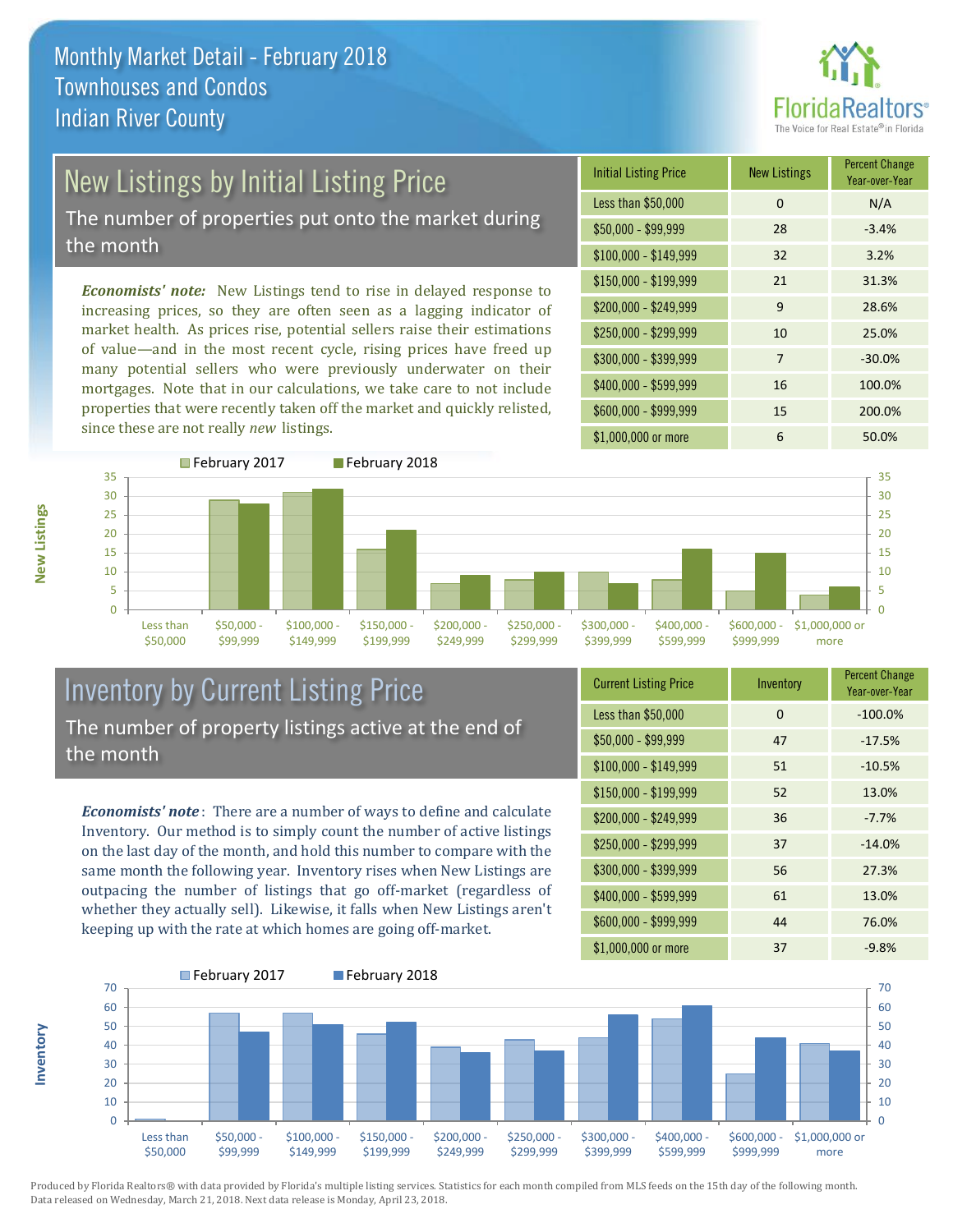# Monthly Market Detail - February 2018
## Townhouses and Condos
## Indian River County

## New Listings by Initial Listing Price

The number of properties put onto the market during the month

*Economists' note:* New Listings tend to rise in delayed response to increasing prices, so they are often seen as a lagging indicator of market health. As prices rise, potential sellers raise their estimations of value—and in the most recent cycle, rising prices have freed up many potential sellers who were previously underwater on their mortgages. Note that in our calculations, we take care to not include properties that were recently taken off the market and quickly relisted, since these are not really *new* listings.

| Initial Listing Price | New Listings | Percent Change Year-over-Year |
|---|---|---|
| Less than $50,000 | 0 | N/A |
| $50,000 - $99,999 | 28 | -3.4% |
| $100,000 - $149,999 | 32 | 3.2% |
| $150,000 - $199,999 | 21 | 31.3% |
| $200,000 - $249,999 | 9 | 28.6% |
| $250,000 - $299,999 | 10 | 25.0% |
| $300,000 - $399,999 | 7 | -30.0% |
| $400,000 - $599,999 | 16 | 100.0% |
| $600,000 - $999,999 | 15 | 200.0% |
| $1,000,000 or more | 6 | 50.0% |

## Inventory by Current Listing Price

The number of property listings active at the end of the month

*Economists' note*: There are a number of ways to define and calculate Inventory. Our method is to simply count the number of active listings on the last day of the month, and hold this number to compare with the same month the following year. Inventory rises when New Listings are outpacing the number of listings that go off-market (regardless of whether they actually sell). Likewise, it falls when New Listings aren't keeping up with the rate at which homes are going off-market.

| Current Listing Price | Inventory | Percent Change Year-over-Year |
|---|---|---|
| Less than $50,000 | 0 | -100.0% |
| $50,000 - $99,999 | 47 | -17.5% |
| $100,000 - $149,999 | 51 | -10.5% |
| $150,000 - $199,999 | 52 | 13.0% |
| $200,000 - $249,999 | 36 | -7.7% |
| $250,000 - $299,999 | 37 | -14.0% |
| $300,000 - $399,999 | 56 | 27.3% |
| $400,000 - $599,999 | 61 | 13.0% |
| $600,000 - $999,999 | 44 | 76.0% |
| $1,000,000 or more | 37 | -9.8% |

Produced by Florida Realtors® with data provided by Florida's multiple listing services. Statistics for each month compiled from MLS feeds on the 15th day of the following month. Data released on Wednesday, March 21, 2018. Next data release is Monday, April 23, 2018.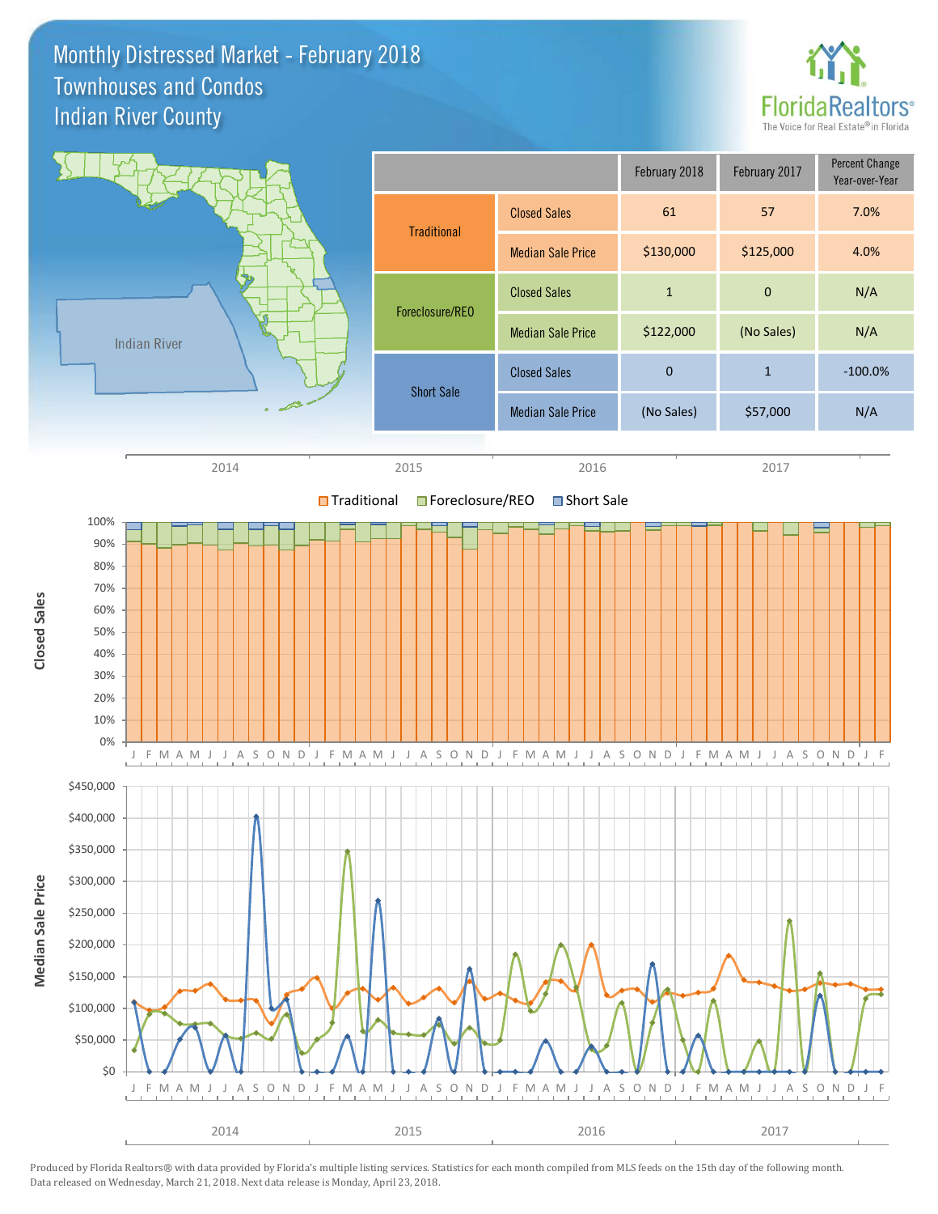# Monthly Distressed Market - February 2018
## Townhouses and Condos
## Indian River County

FloridaRealtors®
The Voice for Real Estate® in Florida

Indian River

| | | February 2018 | February 2017 | Percent Change Year-over-Year |
|---|---|---|---|---|
| Traditional | Closed Sales | 61 | 57 | 7.0% |
| | Median Sale Price | $130,000 | $125,000 | 4.0% |
| Foreclosure/REO | Closed Sales | 1 | 0 | N/A |
| | Median Sale Price | $122,000 | (No Sales) | N/A |
| Short Sale | Closed Sales | 0 | 1 | -100.0% |
| | Median Sale Price | (No Sales) | $57,000 | N/A |

2014 2015 2016 2017

Traditional Foreclosure/REO Short Sale

Closed Sales

100% 90% 80% 70% 60% 50% 40% 30% 20% 10% 0%

J F M A M J J A S O N D J F M A M J J A S O N D J F M A M J J A S O N D J F M A M J J A S O N D J F

Median Sale Price

$450,000 $400,000 $350,000 $300,000 $250,000 $200,000 $150,000 $100,000 $50,000 $0

J F M A M J J A S O N D J F M A M J J A S O N D J F M A M J J A S O N D J F M A M J J A S O N D J F

2014 2015 2016 2017

Produced by Florida Realtors® with data provided by Florida's multiple listing services. Statistics for each month compiled from MLS feeds on the 15th day of the following month. Data released on Wednesday, March 21, 2018. Next data release is Monday, April 23, 2018.